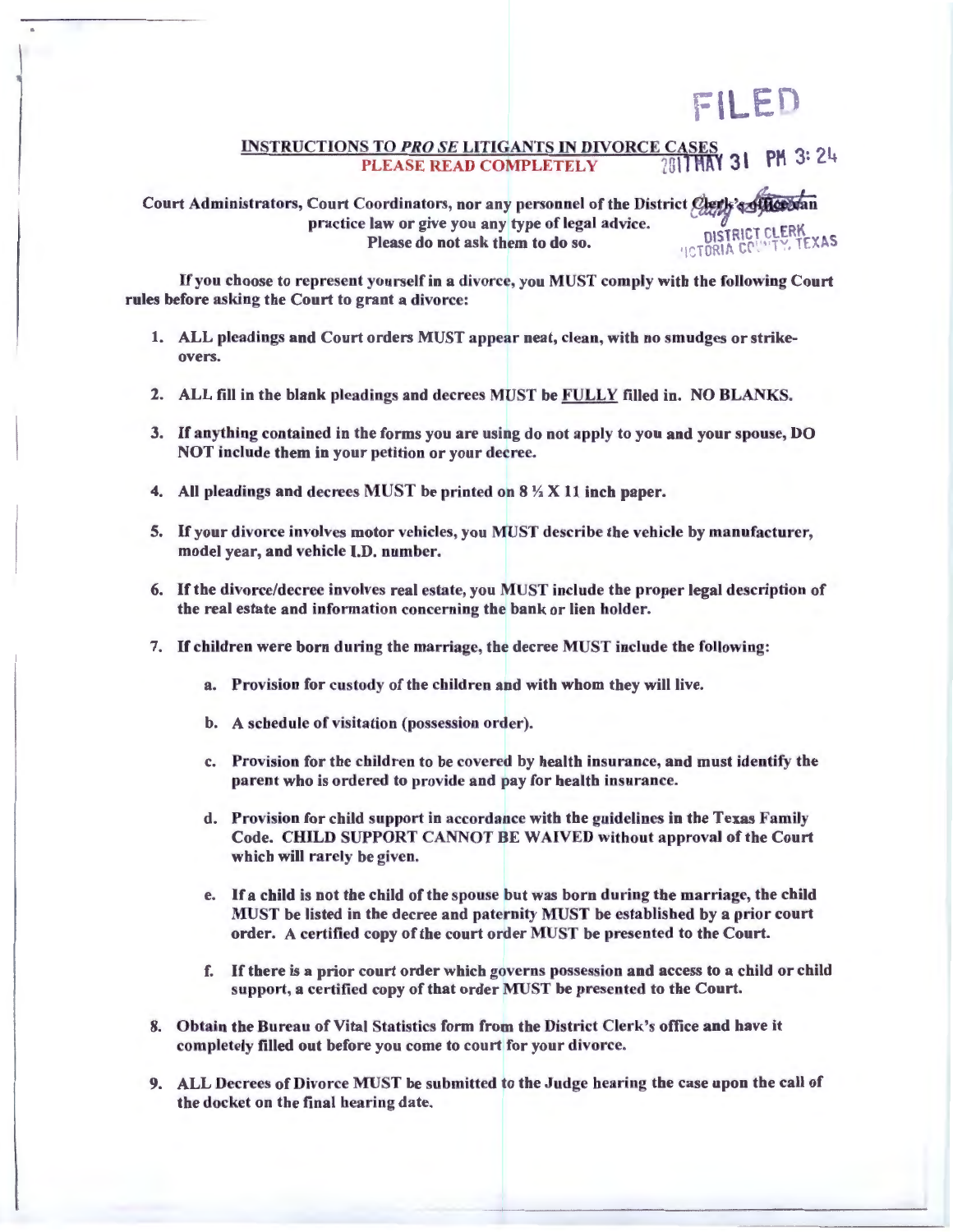FILED

2017 MAY 31 PM 3:24

DISTRICT CLERK
VICTORIA COUNTY, TEXAS

## INSTRUCTIONS TO *PRO SE* LITIGANTS IN DIVORCE CASES

**PLEASE READ COMPLETELY**

**Court Administrators, Court Coordinators, nor any personnel of the District Clerk's office can practice law or give you any type of legal advice. Please do not ask them to do so.**

**If you choose to represent yourself in a divorce, you MUST comply with the following Court rules before asking the Court to grant a divorce:**

1. **ALL pleadings and Court orders MUST appear neat, clean, with no smudges or strike-overs.**
2. **ALL fill in the blank pleadings and decrees MUST be FULLY filled in. NO BLANKS.**
3. **If anything contained in the forms you are using do not apply to you and your spouse, DO NOT include them in your petition or your decree.**
4. **All pleadings and decrees MUST be printed on 8 ½ X 11 inch paper.**
5. **If your divorce involves motor vehicles, you MUST describe the vehicle by manufacturer, model year, and vehicle I.D. number.**
6. **If the divorce/decree involves real estate, you MUST include the proper legal description of the real estate and information concerning the bank or lien holder.**
7. **If children were born during the marriage, the decree MUST include the following:**
   a. **Provision for custody of the children and with whom they will live.**
   b. **A schedule of visitation (possession order).**
   c. **Provision for the children to be covered by health insurance, and must identify the parent who is ordered to provide and pay for health insurance.**
   d. **Provision for child support in accordance with the guidelines in the Texas Family Code. CHILD SUPPORT CANNOT BE WAIVED without approval of the Court which will rarely be given.**
   e. **If a child is not the child of the spouse but was born during the marriage, the child MUST be listed in the decree and paternity MUST be established by a prior court order. A certified copy of the court order MUST be presented to the Court.**
   f. **If there is a prior court order which governs possession and access to a child or child support, a certified copy of that order MUST be presented to the Court.**
8. **Obtain the Bureau of Vital Statistics form from the District Clerk's office and have it completely filled out before you come to court for your divorce.**
9. **ALL Decrees of Divorce MUST be submitted to the Judge hearing the case upon the call of the docket on the final hearing date.**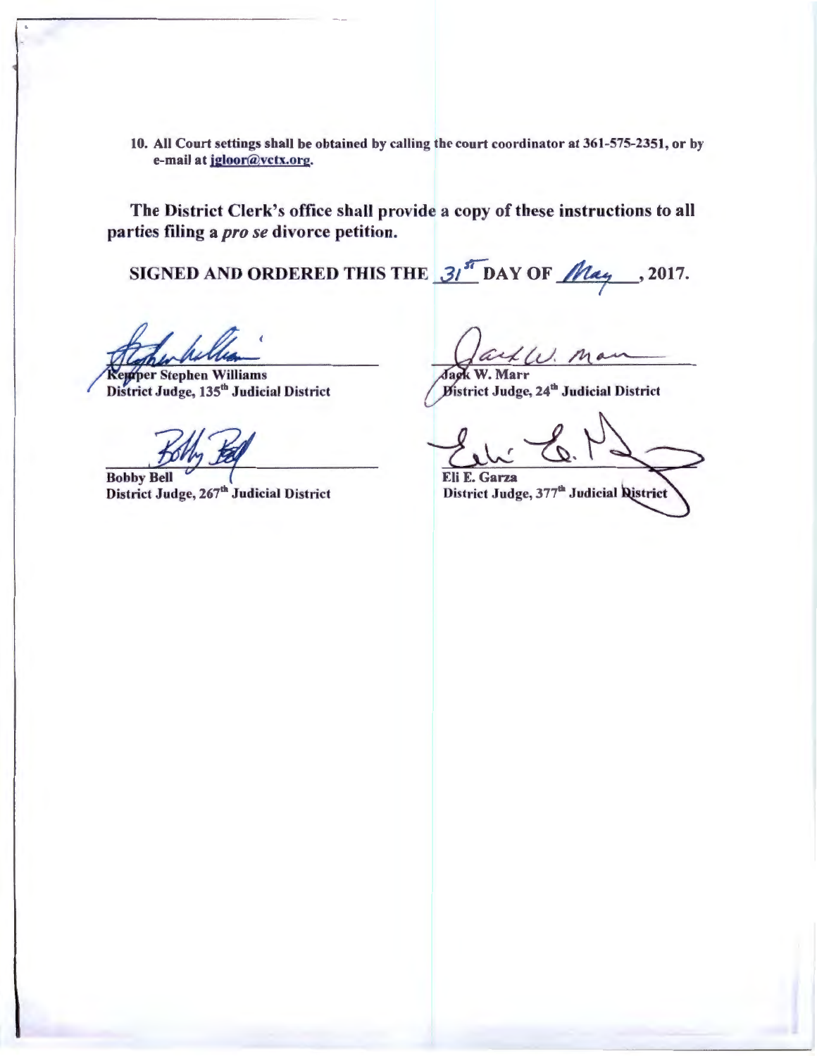10. All Court settings shall be obtained by calling the court coordinator at 361-575-2351, or by e-mail at jgloor@vctx.org.

**The District Clerk's office shall provide a copy of these instructions to all parties filing a *pro se* divorce petition.**

**SIGNED AND ORDERED THIS THE 31st DAY OF May, 2017.**

**Kemper Stephen Williams**
**District Judge, 135th Judicial District**

**Jack W. Marr**
**District Judge, 24th Judicial District**

**Bobby Bell**
**District Judge, 267th Judicial District**

**Eli E. Garza**
**District Judge, 377th Judicial District**